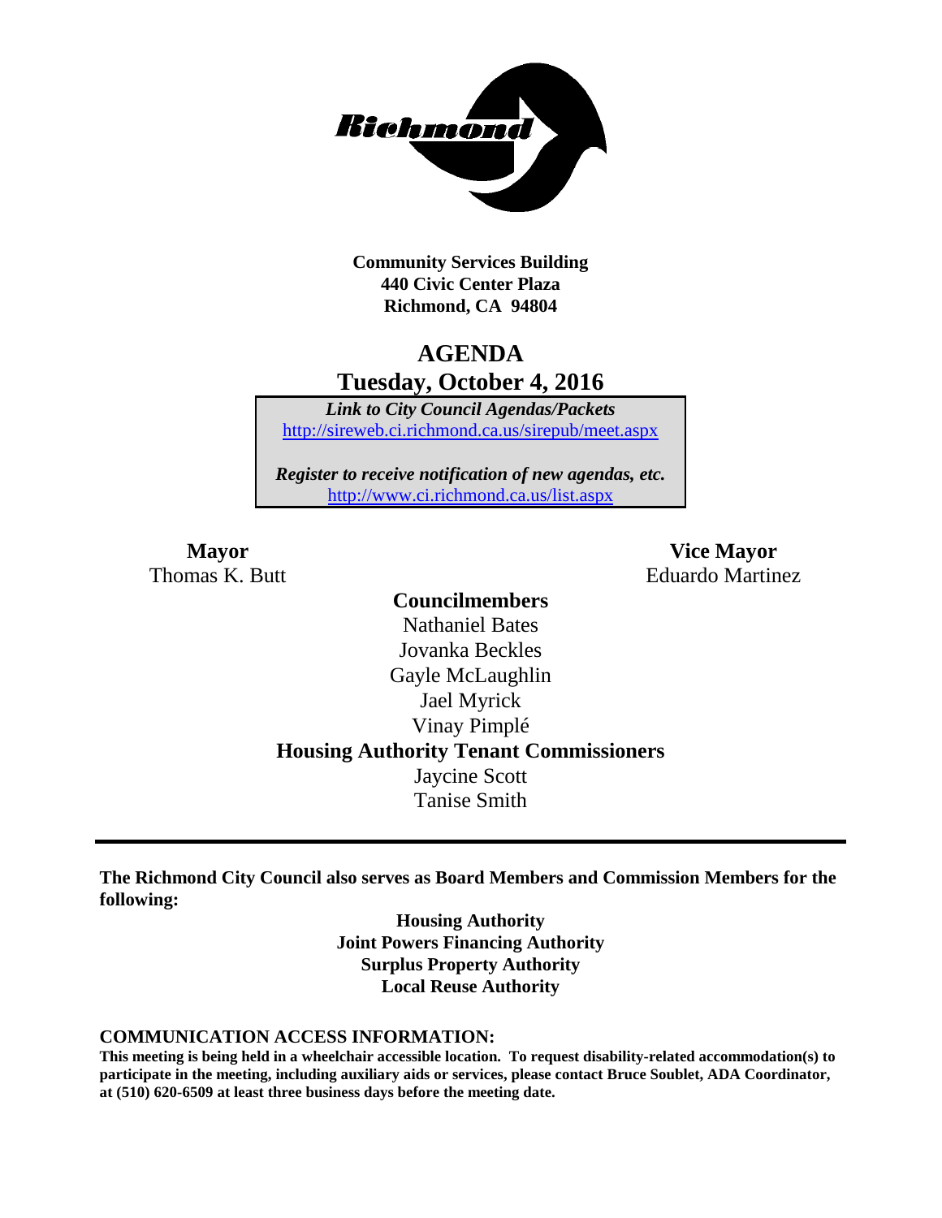**Community Services Building**
**440 Civic Center Plaza**
**Richmond, CA 94804**

# AGENDA
## Tuesday, October 4, 2016

*Link to City Council Agendas/Packets*
http://sireweb.ci.richmond.ca.us/sirepub/meet.aspx

*Register to receive notification of new agendas, etc.*
http://www.ci.richmond.ca.us/list.aspx

**Mayor**
Thomas K. Butt

**Vice Mayor**
Eduardo Martinez

**Councilmembers**
Nathaniel Bates
Jovanka Beckles
Gayle McLaughlin
Jael Myrick
Vinay Pimplé

**Housing Authority Tenant Commissioners**
Jaycine Scott
Tanise Smith

---

**The Richmond City Council also serves as Board Members and Commission Members for the following:**

**Housing Authority**
**Joint Powers Financing Authority**
**Surplus Property Authority**
**Local Reuse Authority**

**COMMUNICATION ACCESS INFORMATION:**

**This meeting is being held in a wheelchair accessible location. To request disability-related accommodation(s) to participate in the meeting, including auxiliary aids or services, please contact Bruce Soublet, ADA Coordinator, at (510) 620-6509 at least three business days before the meeting date.**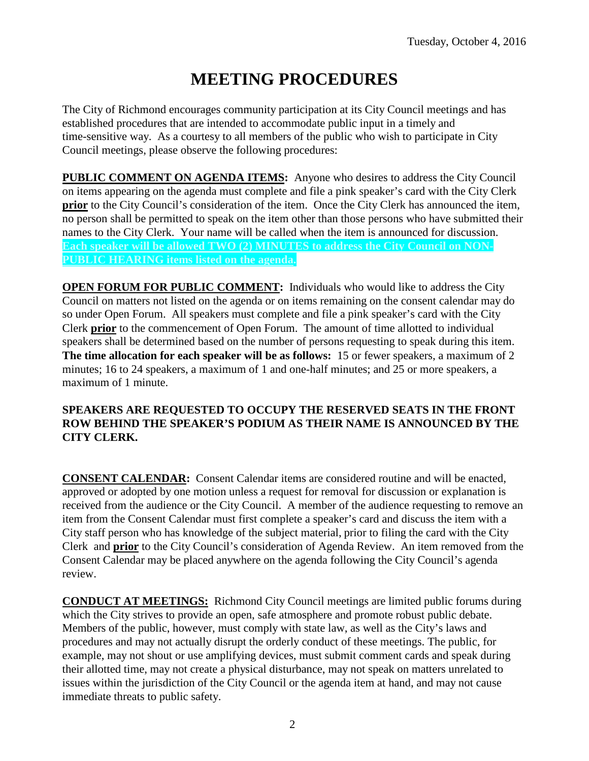Tuesday, October 4, 2016

# MEETING PROCEDURES

The City of Richmond encourages community participation at its City Council meetings and has established procedures that are intended to accommodate public input in a timely and time-sensitive way. As a courtesy to all members of the public who wish to participate in City Council meetings, please observe the following procedures:

**PUBLIC COMMENT ON AGENDA ITEMS:** Anyone who desires to address the City Council on items appearing on the agenda must complete and file a pink speaker's card with the City Clerk **prior** to the City Council's consideration of the item. Once the City Clerk has announced the item, no person shall be permitted to speak on the item other than those persons who have submitted their names to the City Clerk. Your name will be called when the item is announced for discussion. **Each speaker will be allowed TWO (2) MINUTES to address the City Council on NON-PUBLIC HEARING items listed on the agenda.**

**OPEN FORUM FOR PUBLIC COMMENT:** Individuals who would like to address the City Council on matters not listed on the agenda or on items remaining on the consent calendar may do so under Open Forum. All speakers must complete and file a pink speaker's card with the City Clerk **prior** to the commencement of Open Forum. The amount of time allotted to individual speakers shall be determined based on the number of persons requesting to speak during this item. **The time allocation for each speaker will be as follows:** 15 or fewer speakers, a maximum of 2 minutes; 16 to 24 speakers, a maximum of 1 and one-half minutes; and 25 or more speakers, a maximum of 1 minute.

**SPEAKERS ARE REQUESTED TO OCCUPY THE RESERVED SEATS IN THE FRONT ROW BEHIND THE SPEAKER'S PODIUM AS THEIR NAME IS ANNOUNCED BY THE CITY CLERK.**

**CONSENT CALENDAR:** Consent Calendar items are considered routine and will be enacted, approved or adopted by one motion unless a request for removal for discussion or explanation is received from the audience or the City Council. A member of the audience requesting to remove an item from the Consent Calendar must first complete a speaker's card and discuss the item with a City staff person who has knowledge of the subject material, prior to filing the card with the City Clerk and **prior** to the City Council's consideration of Agenda Review. An item removed from the Consent Calendar may be placed anywhere on the agenda following the City Council's agenda review.

**CONDUCT AT MEETINGS:** Richmond City Council meetings are limited public forums during which the City strives to provide an open, safe atmosphere and promote robust public debate. Members of the public, however, must comply with state law, as well as the City's laws and procedures and may not actually disrupt the orderly conduct of these meetings. The public, for example, may not shout or use amplifying devices, must submit comment cards and speak during their allotted time, may not create a physical disturbance, may not speak on matters unrelated to issues within the jurisdiction of the City Council or the agenda item at hand, and may not cause immediate threats to public safety.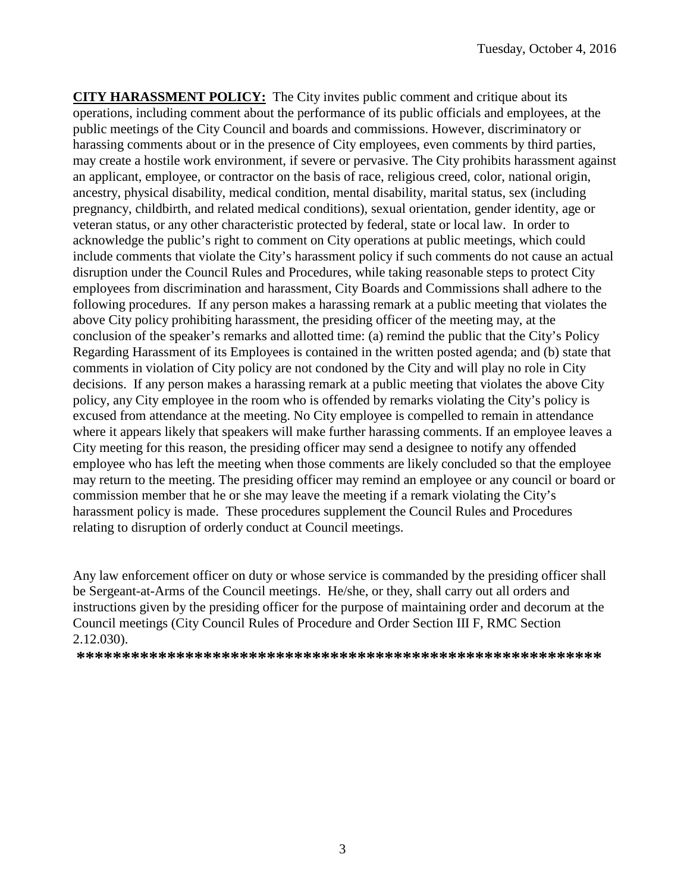**CITY HARASSMENT POLICY:** The City invites public comment and critique about its operations, including comment about the performance of its public officials and employees, at the public meetings of the City Council and boards and commissions. However, discriminatory or harassing comments about or in the presence of City employees, even comments by third parties, may create a hostile work environment, if severe or pervasive. The City prohibits harassment against an applicant, employee, or contractor on the basis of race, religious creed, color, national origin, ancestry, physical disability, medical condition, mental disability, marital status, sex (including pregnancy, childbirth, and related medical conditions), sexual orientation, gender identity, age or veteran status, or any other characteristic protected by federal, state or local law. In order to acknowledge the public's right to comment on City operations at public meetings, which could include comments that violate the City's harassment policy if such comments do not cause an actual disruption under the Council Rules and Procedures, while taking reasonable steps to protect City employees from discrimination and harassment, City Boards and Commissions shall adhere to the following procedures. If any person makes a harassing remark at a public meeting that violates the above City policy prohibiting harassment, the presiding officer of the meeting may, at the conclusion of the speaker's remarks and allotted time: (a) remind the public that the City's Policy Regarding Harassment of its Employees is contained in the written posted agenda; and (b) state that comments in violation of City policy are not condoned by the City and will play no role in City decisions. If any person makes a harassing remark at a public meeting that violates the above City policy, any City employee in the room who is offended by remarks violating the City's policy is excused from attendance at the meeting. No City employee is compelled to remain in attendance where it appears likely that speakers will make further harassing comments. If an employee leaves a City meeting for this reason, the presiding officer may send a designee to notify any offended employee who has left the meeting when those comments are likely concluded so that the employee may return to the meeting. The presiding officer may remind an employee or any council or board or commission member that he or she may leave the meeting if a remark violating the City's harassment policy is made. These procedures supplement the Council Rules and Procedures relating to disruption of orderly conduct at Council meetings.

Any law enforcement officer on duty or whose service is commanded by the presiding officer shall be Sergeant-at-Arms of the Council meetings. He/she, or they, shall carry out all orders and instructions given by the presiding officer for the purpose of maintaining order and decorum at the Council meetings (City Council Rules of Procedure and Order Section III F, RMC Section 2.12.030).

**\*\*\*\*\*\*\*\*\*\*\*\*\*\*\*\*\*\*\*\*\*\*\*\*\*\*\*\*\*\*\*\*\*\*\*\*\*\*\*\*\*\*\*\*\*\*\*\*\*\*\*\*\*\*\*\*\*\*\*\***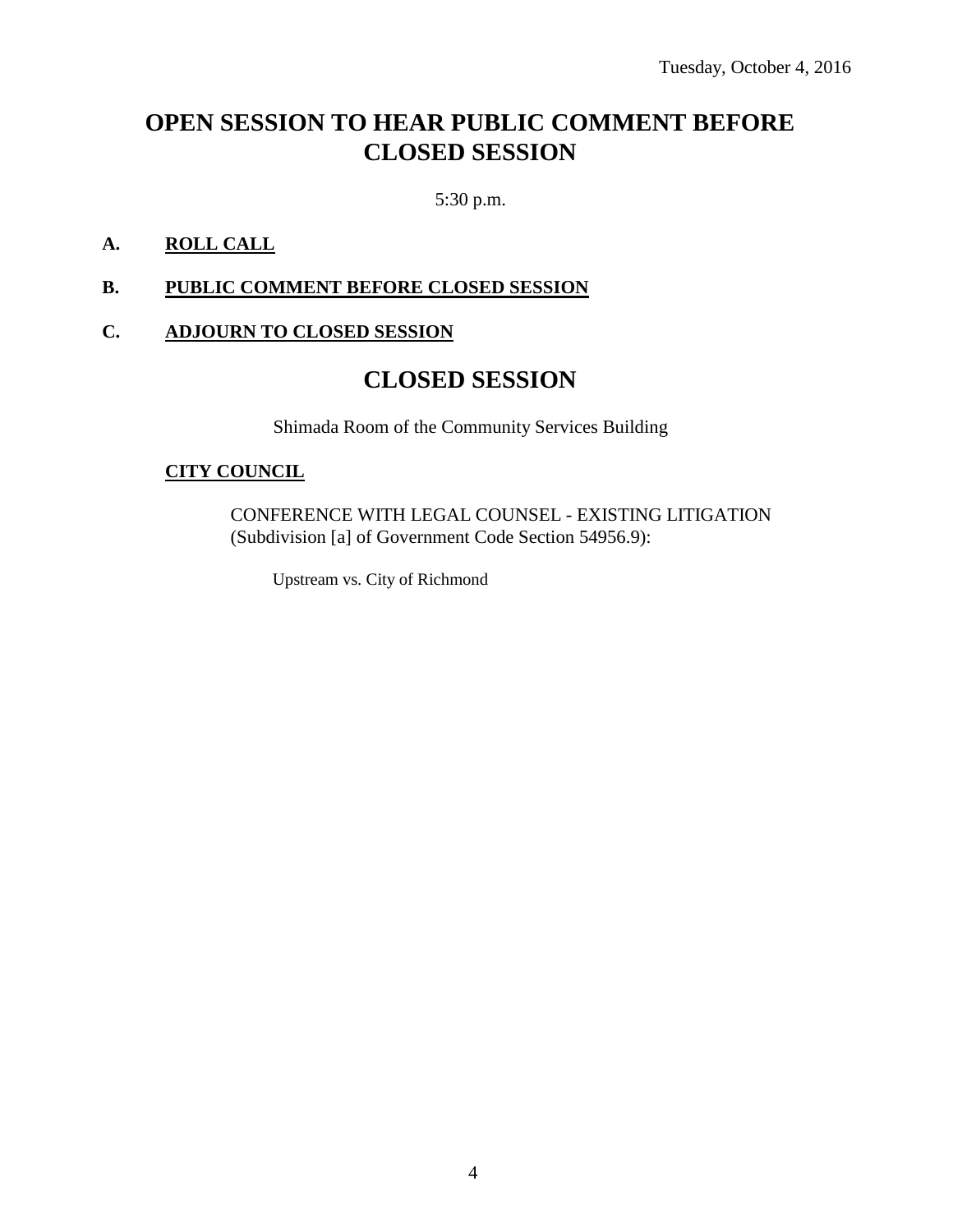Tuesday, October 4, 2016

# OPEN SESSION TO HEAR PUBLIC COMMENT BEFORE CLOSED SESSION

5:30 p.m.

**A. ROLL CALL**

**B. PUBLIC COMMENT BEFORE CLOSED SESSION**

**C. ADJOURN TO CLOSED SESSION**

# CLOSED SESSION

Shimada Room of the Community Services Building

**CITY COUNCIL**

CONFERENCE WITH LEGAL COUNSEL - EXISTING LITIGATION (Subdivision [a] of Government Code Section 54956.9):

Upstream vs. City of Richmond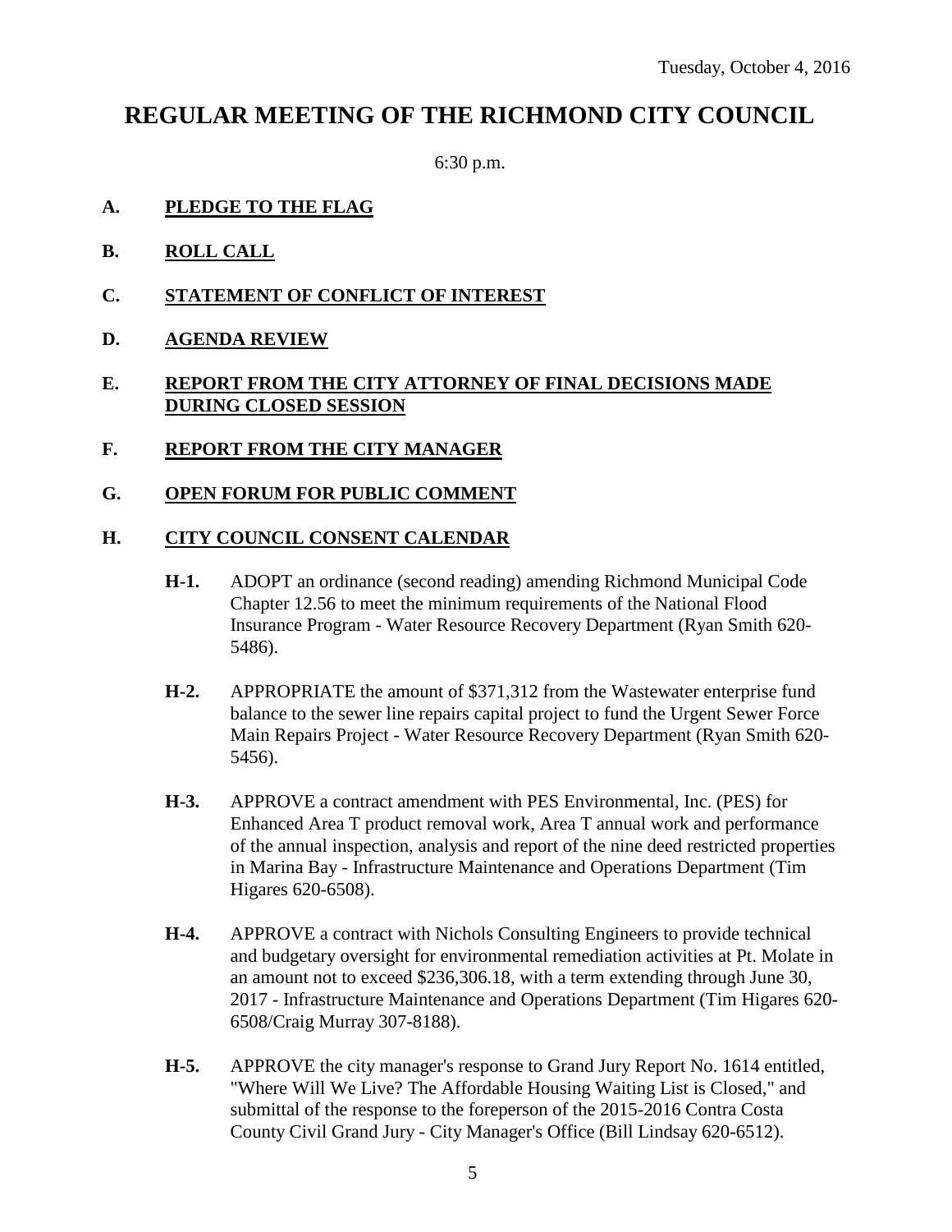Tuesday, October 4, 2016

# REGULAR MEETING OF THE RICHMOND CITY COUNCIL

6:30 p.m.

**A. PLEDGE TO THE FLAG**

**B. ROLL CALL**

**C. STATEMENT OF CONFLICT OF INTEREST**

**D. AGENDA REVIEW**

**E. REPORT FROM THE CITY ATTORNEY OF FINAL DECISIONS MADE DURING CLOSED SESSION**

**F. REPORT FROM THE CITY MANAGER**

**G. OPEN FORUM FOR PUBLIC COMMENT**

**H. CITY COUNCIL CONSENT CALENDAR**

**H-1.** ADOPT an ordinance (second reading) amending Richmond Municipal Code Chapter 12.56 to meet the minimum requirements of the National Flood Insurance Program - Water Resource Recovery Department (Ryan Smith 620-5486).

**H-2.** APPROPRIATE the amount of $371,312 from the Wastewater enterprise fund balance to the sewer line repairs capital project to fund the Urgent Sewer Force Main Repairs Project - Water Resource Recovery Department (Ryan Smith 620-5456).

**H-3.** APPROVE a contract amendment with PES Environmental, Inc. (PES) for Enhanced Area T product removal work, Area T annual work and performance of the annual inspection, analysis and report of the nine deed restricted properties in Marina Bay - Infrastructure Maintenance and Operations Department (Tim Higares 620-6508).

**H-4.** APPROVE a contract with Nichols Consulting Engineers to provide technical and budgetary oversight for environmental remediation activities at Pt. Molate in an amount not to exceed $236,306.18, with a term extending through June 30, 2017 - Infrastructure Maintenance and Operations Department (Tim Higares 620-6508/Craig Murray 307-8188).

**H-5.** APPROVE the city manager's response to Grand Jury Report No. 1614 entitled, "Where Will We Live? The Affordable Housing Waiting List is Closed," and submittal of the response to the foreperson of the 2015-2016 Contra Costa County Civil Grand Jury - City Manager's Office (Bill Lindsay 620-6512).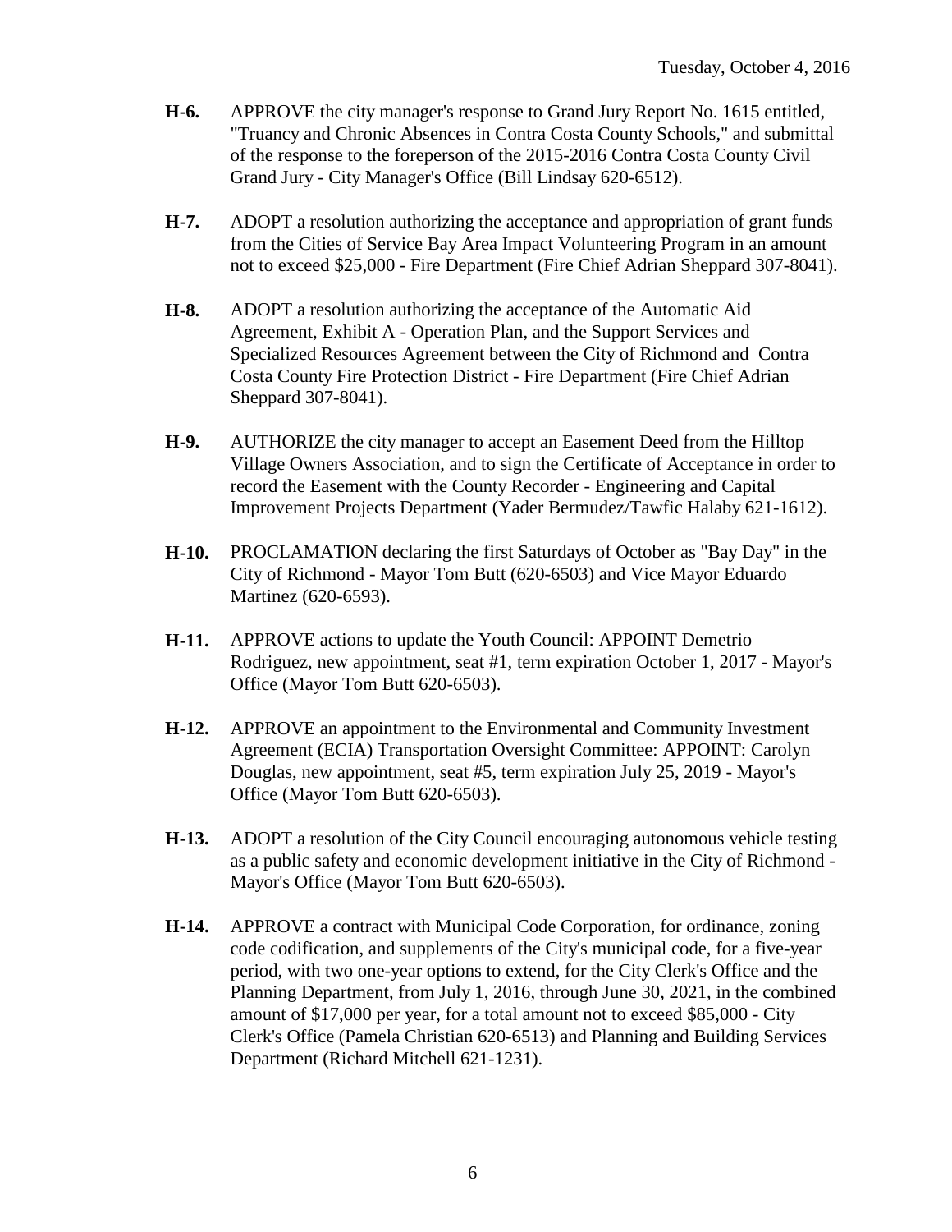**H-6.** APPROVE the city manager's response to Grand Jury Report No. 1615 entitled, "Truancy and Chronic Absences in Contra Costa County Schools," and submittal of the response to the foreperson of the 2015-2016 Contra Costa County Civil Grand Jury - City Manager's Office (Bill Lindsay 620-6512).

**H-7.** ADOPT a resolution authorizing the acceptance and appropriation of grant funds from the Cities of Service Bay Area Impact Volunteering Program in an amount not to exceed $25,000 - Fire Department (Fire Chief Adrian Sheppard 307-8041).

**H-8.** ADOPT a resolution authorizing the acceptance of the Automatic Aid Agreement, Exhibit A - Operation Plan, and the Support Services and Specialized Resources Agreement between the City of Richmond and Contra Costa County Fire Protection District - Fire Department (Fire Chief Adrian Sheppard 307-8041).

**H-9.** AUTHORIZE the city manager to accept an Easement Deed from the Hilltop Village Owners Association, and to sign the Certificate of Acceptance in order to record the Easement with the County Recorder - Engineering and Capital Improvement Projects Department (Yader Bermudez/Tawfic Halaby 621-1612).

**H-10.** PROCLAMATION declaring the first Saturdays of October as "Bay Day" in the City of Richmond - Mayor Tom Butt (620-6503) and Vice Mayor Eduardo Martinez (620-6593).

**H-11.** APPROVE actions to update the Youth Council: APPOINT Demetrio Rodriguez, new appointment, seat #1, term expiration October 1, 2017 - Mayor's Office (Mayor Tom Butt 620-6503).

**H-12.** APPROVE an appointment to the Environmental and Community Investment Agreement (ECIA) Transportation Oversight Committee: APPOINT: Carolyn Douglas, new appointment, seat #5, term expiration July 25, 2019 - Mayor's Office (Mayor Tom Butt 620-6503).

**H-13.** ADOPT a resolution of the City Council encouraging autonomous vehicle testing as a public safety and economic development initiative in the City of Richmond - Mayor's Office (Mayor Tom Butt 620-6503).

**H-14.** APPROVE a contract with Municipal Code Corporation, for ordinance, zoning code codification, and supplements of the City's municipal code, for a five-year period, with two one-year options to extend, for the City Clerk's Office and the Planning Department, from July 1, 2016, through June 30, 2021, in the combined amount of $17,000 per year, for a total amount not to exceed $85,000 - City Clerk's Office (Pamela Christian 620-6513) and Planning and Building Services Department (Richard Mitchell 621-1231).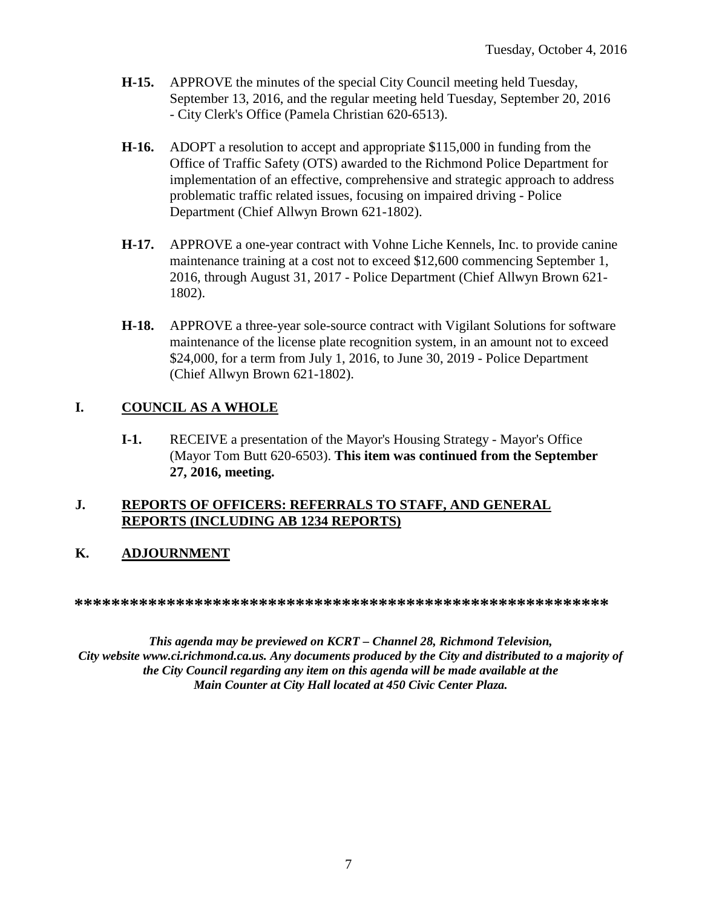- **H-15.** APPROVE the minutes of the special City Council meeting held Tuesday, September 13, 2016, and the regular meeting held Tuesday, September 20, 2016 - City Clerk's Office (Pamela Christian 620-6513).

- **H-16.** ADOPT a resolution to accept and appropriate $115,000 in funding from the Office of Traffic Safety (OTS) awarded to the Richmond Police Department for implementation of an effective, comprehensive and strategic approach to address problematic traffic related issues, focusing on impaired driving - Police Department (Chief Allwyn Brown 621-1802).

- **H-17.** APPROVE a one-year contract with Vohne Liche Kennels, Inc. to provide canine maintenance training at a cost not to exceed $12,600 commencing September 1, 2016, through August 31, 2017 - Police Department (Chief Allwyn Brown 621-1802).

- **H-18.** APPROVE a three-year sole-source contract with Vigilant Solutions for software maintenance of the license plate recognition system, in an amount not to exceed $24,000, for a term from July 1, 2016, to June 30, 2019 - Police Department (Chief Allwyn Brown 621-1802).

## I. <u>COUNCIL AS A WHOLE</u>

- **I-1.** RECEIVE a presentation of the Mayor's Housing Strategy - Mayor's Office (Mayor Tom Butt 620-6503). **This item was continued from the September 27, 2016, meeting.**

## J. <u>REPORTS OF OFFICERS: REFERRALS TO STAFF, AND GENERAL REPORTS (INCLUDING AB 1234 REPORTS)</u>

## K. <u>ADJOURNMENT</u>

**************************************************************

***This agenda may be previewed on KCRT – Channel 28, Richmond Television, City website www.ci.richmond.ca.us. Any documents produced by the City and distributed to a majority of the City Council regarding any item on this agenda will be made available at the Main Counter at City Hall located at 450 Civic Center Plaza.***